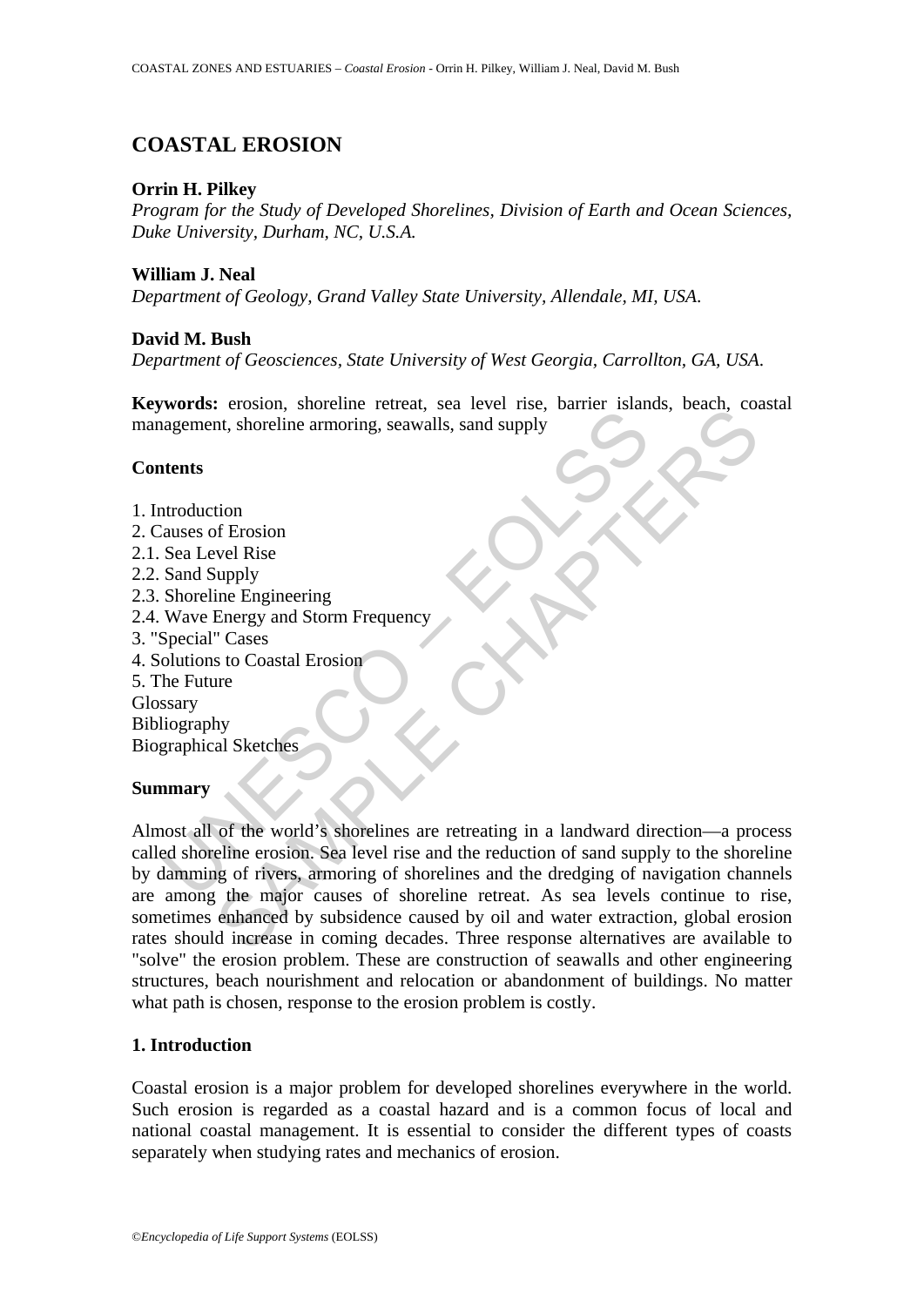# COASTAL EROSION

**Orrin H. Pilkey**

*Program for the Study of Developed Shorelines, Division of Earth and Ocean Sciences, Duke University, Durham, NC, U.S.A.*

**William J. Neal**

*Department of Geology, Grand Valley State University, Allendale, MI, USA.*

**David M. Bush**

*Department of Geosciences, State University of West Georgia, Carrollton, GA, USA.*

**Keywords:** erosion, shoreline retreat, sea level rise, barrier islands, beach, coastal management, shoreline armoring, seawalls, sand supply

## Contents

1. Introduction
2. Causes of Erosion
2.1. Sea Level Rise
2.2. Sand Supply
2.3. Shoreline Engineering
2.4. Wave Energy and Storm Frequency
3. "Special" Cases
4. Solutions to Coastal Erosion
5. The Future

Glossary
Bibliography
Biographical Sketches

## Summary

Almost all of the world's shorelines are retreating in a landward direction—a process called shoreline erosion. Sea level rise and the reduction of sand supply to the shoreline by damming of rivers, armoring of shorelines and the dredging of navigation channels are among the major causes of shoreline retreat. As sea levels continue to rise, sometimes enhanced by subsidence caused by oil and water extraction, global erosion rates should increase in coming decades. Three response alternatives are available to "solve" the erosion problem. These are construction of seawalls and other engineering structures, beach nourishment and relocation or abandonment of buildings. No matter what path is chosen, response to the erosion problem is costly.

## 1. Introduction

Coastal erosion is a major problem for developed shorelines everywhere in the world. Such erosion is regarded as a coastal hazard and is a common focus of local and national coastal management. It is essential to consider the different types of coasts separately when studying rates and mechanics of erosion.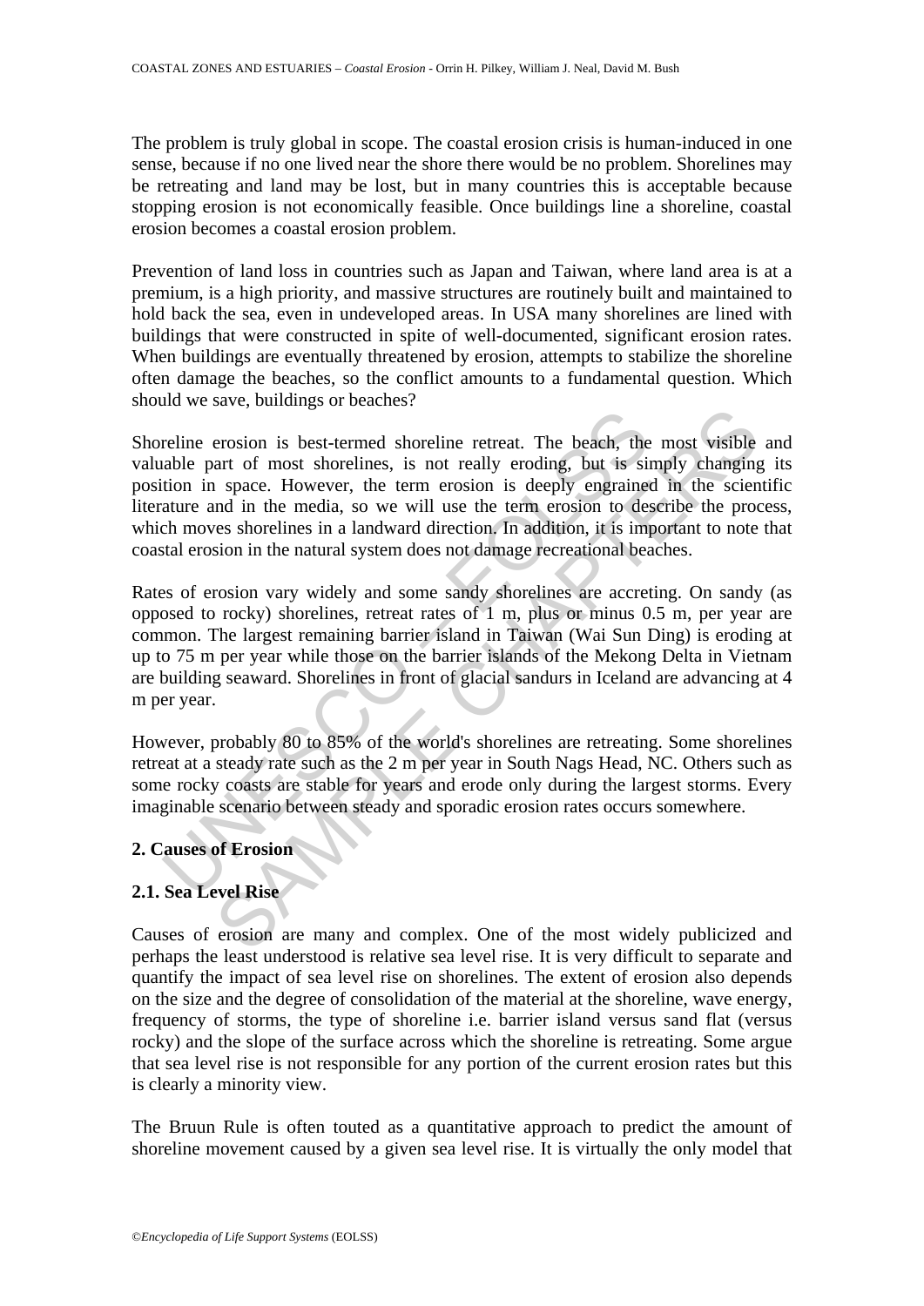The problem is truly global in scope. The coastal erosion crisis is human-induced in one sense, because if no one lived near the shore there would be no problem. Shorelines may be retreating and land may be lost, but in many countries this is acceptable because stopping erosion is not economically feasible. Once buildings line a shoreline, coastal erosion becomes a coastal erosion problem.

Prevention of land loss in countries such as Japan and Taiwan, where land area is at a premium, is a high priority, and massive structures are routinely built and maintained to hold back the sea, even in undeveloped areas. In USA many shorelines are lined with buildings that were constructed in spite of well-documented, significant erosion rates. When buildings are eventually threatened by erosion, attempts to stabilize the shoreline often damage the beaches, so the conflict amounts to a fundamental question. Which should we save, buildings or beaches?

Shoreline erosion is best-termed shoreline retreat. The beach, the most visible and valuable part of most shorelines, is not really eroding, but is simply changing its position in space. However, the term erosion is deeply engrained in the scientific literature and in the media, so we will use the term erosion to describe the process, which moves shorelines in a landward direction. In addition, it is important to note that coastal erosion in the natural system does not damage recreational beaches.

Rates of erosion vary widely and some sandy shorelines are accreting. On sandy (as opposed to rocky) shorelines, retreat rates of 1 m, plus or minus 0.5 m, per year are common. The largest remaining barrier island in Taiwan (Wai Sun Ding) is eroding at up to 75 m per year while those on the barrier islands of the Mekong Delta in Vietnam are building seaward. Shorelines in front of glacial sandurs in Iceland are advancing at 4 m per year.

However, probably 80 to 85% of the world's shorelines are retreating. Some shorelines retreat at a steady rate such as the 2 m per year in South Nags Head, NC. Others such as some rocky coasts are stable for years and erode only during the largest storms. Every imaginable scenario between steady and sporadic erosion rates occurs somewhere.

## 2. Causes of Erosion

### 2.1. Sea Level Rise

Causes of erosion are many and complex. One of the most widely publicized and perhaps the least understood is relative sea level rise. It is very difficult to separate and quantify the impact of sea level rise on shorelines. The extent of erosion also depends on the size and the degree of consolidation of the material at the shoreline, wave energy, frequency of storms, the type of shoreline i.e. barrier island versus sand flat (versus rocky) and the slope of the surface across which the shoreline is retreating. Some argue that sea level rise is not responsible for any portion of the current erosion rates but this is clearly a minority view.

The Bruun Rule is often touted as a quantitative approach to predict the amount of shoreline movement caused by a given sea level rise. It is virtually the only model that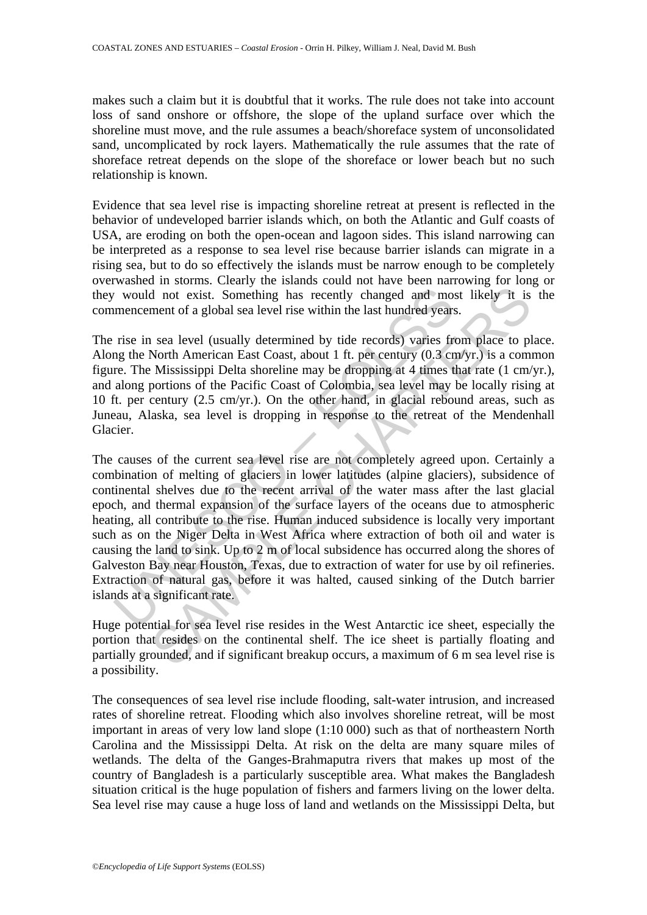makes such a claim but it is doubtful that it works. The rule does not take into account loss of sand onshore or offshore, the slope of the upland surface over which the shoreline must move, and the rule assumes a beach/shoreface system of unconsolidated sand, uncomplicated by rock layers. Mathematically the rule assumes that the rate of shoreface retreat depends on the slope of the shoreface or lower beach but no such relationship is known.

Evidence that sea level rise is impacting shoreline retreat at present is reflected in the behavior of undeveloped barrier islands which, on both the Atlantic and Gulf coasts of USA, are eroding on both the open-ocean and lagoon sides. This island narrowing can be interpreted as a response to sea level rise because barrier islands can migrate in a rising sea, but to do so effectively the islands must be narrow enough to be completely overwashed in storms. Clearly the islands could not have been narrowing for long or they would not exist. Something has recently changed and most likely it is the commencement of a global sea level rise within the last hundred years.

The rise in sea level (usually determined by tide records) varies from place to place. Along the North American East Coast, about 1 ft. per century (0.3 cm/yr.) is a common figure. The Mississippi Delta shoreline may be dropping at 4 times that rate (1 cm/yr.), and along portions of the Pacific Coast of Colombia, sea level may be locally rising at 10 ft. per century (2.5 cm/yr.). On the other hand, in glacial rebound areas, such as Juneau, Alaska, sea level is dropping in response to the retreat of the Mendenhall Glacier.

The causes of the current sea level rise are not completely agreed upon. Certainly a combination of melting of glaciers in lower latitudes (alpine glaciers), subsidence of continental shelves due to the recent arrival of the water mass after the last glacial epoch, and thermal expansion of the surface layers of the oceans due to atmospheric heating, all contribute to the rise. Human induced subsidence is locally very important such as on the Niger Delta in West Africa where extraction of both oil and water is causing the land to sink. Up to 2 m of local subsidence has occurred along the shores of Galveston Bay near Houston, Texas, due to extraction of water for use by oil refineries. Extraction of natural gas, before it was halted, caused sinking of the Dutch barrier islands at a significant rate.

Huge potential for sea level rise resides in the West Antarctic ice sheet, especially the portion that resides on the continental shelf. The ice sheet is partially floating and partially grounded, and if significant breakup occurs, a maximum of 6 m sea level rise is a possibility.

The consequences of sea level rise include flooding, salt-water intrusion, and increased rates of shoreline retreat. Flooding which also involves shoreline retreat, will be most important in areas of very low land slope (1:10 000) such as that of northeastern North Carolina and the Mississippi Delta. At risk on the delta are many square miles of wetlands. The delta of the Ganges-Brahmaputra rivers that makes up most of the country of Bangladesh is a particularly susceptible area. What makes the Bangladesh situation critical is the huge population of fishers and farmers living on the lower delta. Sea level rise may cause a huge loss of land and wetlands on the Mississippi Delta, but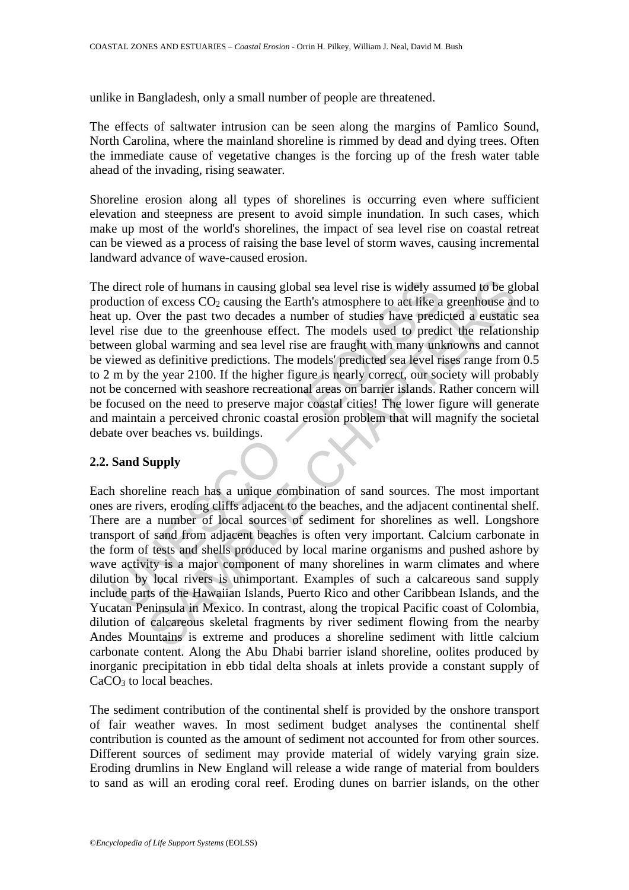unlike in Bangladesh, only a small number of people are threatened.

The effects of saltwater intrusion can be seen along the margins of Pamlico Sound, North Carolina, where the mainland shoreline is rimmed by dead and dying trees. Often the immediate cause of vegetative changes is the forcing up of the fresh water table ahead of the invading, rising seawater.

Shoreline erosion along all types of shorelines is occurring even where sufficient elevation and steepness are present to avoid simple inundation. In such cases, which make up most of the world's shorelines, the impact of sea level rise on coastal retreat can be viewed as a process of raising the base level of storm waves, causing incremental landward advance of wave-caused erosion.

The direct role of humans in causing global sea level rise is widely assumed to be global production of excess $CO_2$ causing the Earth's atmosphere to act like a greenhouse and to heat up. Over the past two decades a number of studies have predicted a eustatic sea level rise due to the greenhouse effect. The models used to predict the relationship between global warming and sea level rise are fraught with many unknowns and cannot be viewed as definitive predictions. The models' predicted sea level rises range from 0.5 to 2 m by the year 2100. If the higher figure is nearly correct, our society will probably not be concerned with seashore recreational areas on barrier islands. Rather concern will be focused on the need to preserve major coastal cities! The lower figure will generate and maintain a perceived chronic coastal erosion problem that will magnify the societal debate over beaches vs. buildings.

## 2.2. Sand Supply

Each shoreline reach has a unique combination of sand sources. The most important ones are rivers, eroding cliffs adjacent to the beaches, and the adjacent continental shelf. There are a number of local sources of sediment for shorelines as well. Longshore transport of sand from adjacent beaches is often very important. Calcium carbonate in the form of tests and shells produced by local marine organisms and pushed ashore by wave activity is a major component of many shorelines in warm climates and where dilution by local rivers is unimportant. Examples of such a calcareous sand supply include parts of the Hawaiian Islands, Puerto Rico and other Caribbean Islands, and the Yucatan Peninsula in Mexico. In contrast, along the tropical Pacific coast of Colombia, dilution of calcareous skeletal fragments by river sediment flowing from the nearby Andes Mountains is extreme and produces a shoreline sediment with little calcium carbonate content. Along the Abu Dhabi barrier island shoreline, oolites produced by inorganic precipitation in ebb tidal delta shoals at inlets provide a constant supply of $CaCO_3$ to local beaches.

The sediment contribution of the continental shelf is provided by the onshore transport of fair weather waves. In most sediment budget analyses the continental shelf contribution is counted as the amount of sediment not accounted for from other sources. Different sources of sediment may provide material of widely varying grain size. Eroding drumlins in New England will release a wide range of material from boulders to sand as will an eroding coral reef. Eroding dunes on barrier islands, on the other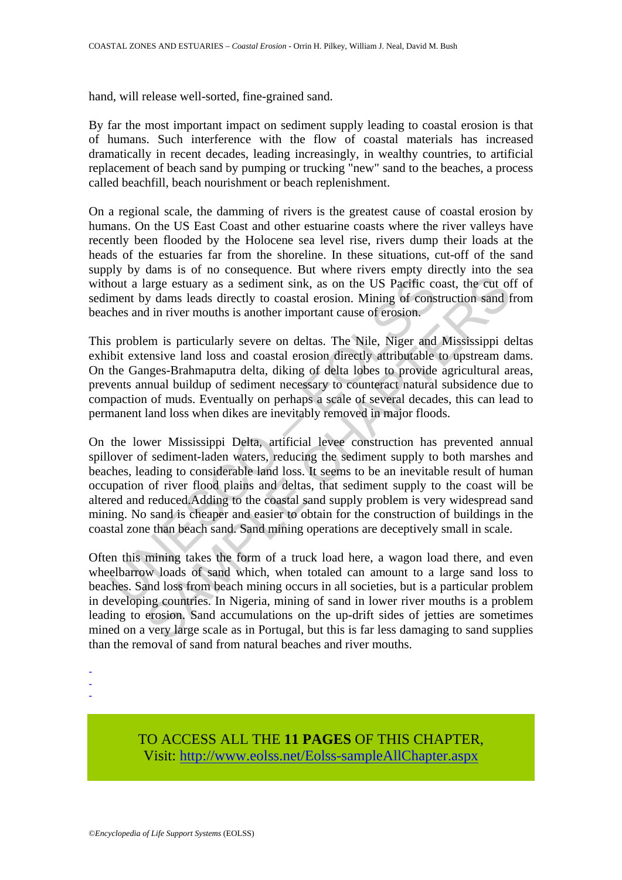hand, will release well-sorted, fine-grained sand.

By far the most important impact on sediment supply leading to coastal erosion is that of humans. Such interference with the flow of coastal materials has increased dramatically in recent decades, leading increasingly, in wealthy countries, to artificial replacement of beach sand by pumping or trucking "new" sand to the beaches, a process called beachfill, beach nourishment or beach replenishment.

On a regional scale, the damming of rivers is the greatest cause of coastal erosion by humans. On the US East Coast and other estuarine coasts where the river valleys have recently been flooded by the Holocene sea level rise, rivers dump their loads at the heads of the estuaries far from the shoreline. In these situations, cut-off of the sand supply by dams is of no consequence. But where rivers empty directly into the sea without a large estuary as a sediment sink, as on the US Pacific coast, the cut off of sediment by dams leads directly to coastal erosion. Mining of construction sand from beaches and in river mouths is another important cause of erosion.

This problem is particularly severe on deltas. The Nile, Niger and Mississippi deltas exhibit extensive land loss and coastal erosion directly attributable to upstream dams. On the Ganges-Brahmaputra delta, diking of delta lobes to provide agricultural areas, prevents annual buildup of sediment necessary to counteract natural subsidence due to compaction of muds. Eventually on perhaps a scale of several decades, this can lead to permanent land loss when dikes are inevitably removed in major floods.

On the lower Mississippi Delta, artificial levee construction has prevented annual spillover of sediment-laden waters, reducing the sediment supply to both marshes and beaches, leading to considerable land loss. It seems to be an inevitable result of human occupation of river flood plains and deltas, that sediment supply to the coast will be altered and reduced.Adding to the coastal sand supply problem is very widespread sand mining. No sand is cheaper and easier to obtain for the construction of buildings in the coastal zone than beach sand. Sand mining operations are deceptively small in scale.

Often this mining takes the form of a truck load here, a wagon load there, and even wheelbarrow loads of sand which, when totaled can amount to a large sand loss to beaches. Sand loss from beach mining occurs in all societies, but is a particular problem in developing countries. In Nigeria, mining of sand in lower river mouths is a problem leading to erosion. Sand accumulations on the up-drift sides of jetties are sometimes mined on a very large scale as in Portugal, but this is far less damaging to sand supplies than the removal of sand from natural beaches and river mouths.

-
-
-

TO ACCESS ALL THE **11 PAGES** OF THIS CHAPTER,
Visit: http://www.eolss.net/Eolss-sampleAllChapter.aspx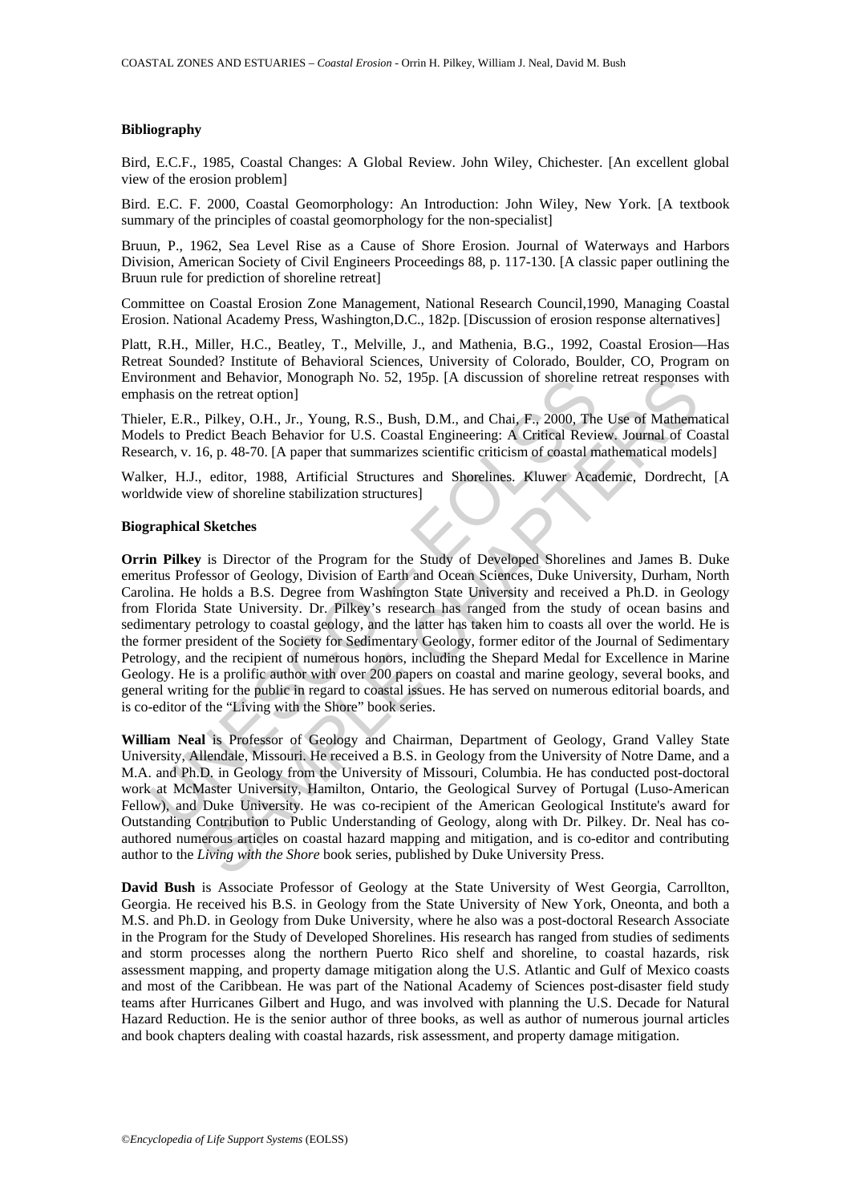### Bibliography

Bird, E.C.F., 1985, Coastal Changes: A Global Review. John Wiley, Chichester. [An excellent global view of the erosion problem]

Bird. E.C. F. 2000, Coastal Geomorphology: An Introduction: John Wiley, New York. [A textbook summary of the principles of coastal geomorphology for the non-specialist]

Bruun, P., 1962, Sea Level Rise as a Cause of Shore Erosion. Journal of Waterways and Harbors Division, American Society of Civil Engineers Proceedings 88, p. 117-130. [A classic paper outlining the Bruun rule for prediction of shoreline retreat]

Committee on Coastal Erosion Zone Management, National Research Council,1990, Managing Coastal Erosion. National Academy Press, Washington,D.C., 182p. [Discussion of erosion response alternatives]

Platt, R.H., Miller, H.C., Beatley, T., Melville, J., and Mathenia, B.G., 1992, Coastal Erosion—Has Retreat Sounded? Institute of Behavioral Sciences, University of Colorado, Boulder, CO, Program on Environment and Behavior, Monograph No. 52, 195p. [A discussion of shoreline retreat responses with emphasis on the retreat option]

Thieler, E.R., Pilkey, O.H., Jr., Young, R.S., Bush, D.M., and Chai, F., 2000, The Use of Mathematical Models to Predict Beach Behavior for U.S. Coastal Engineering: A Critical Review. Journal of Coastal Research, v. 16, p. 48-70. [A paper that summarizes scientific criticism of coastal mathematical models]

Walker, H.J., editor, 1988, Artificial Structures and Shorelines. Kluwer Academic, Dordrecht, [A worldwide view of shoreline stabilization structures]

### Biographical Sketches

**Orrin Pilkey** is Director of the Program for the Study of Developed Shorelines and James B. Duke emeritus Professor of Geology, Division of Earth and Ocean Sciences, Duke University, Durham, North Carolina. He holds a B.S. Degree from Washington State University and received a Ph.D. in Geology from Florida State University. Dr. Pilkey's research has ranged from the study of ocean basins and sedimentary petrology to coastal geology, and the latter has taken him to coasts all over the world. He is the former president of the Society for Sedimentary Geology, former editor of the Journal of Sedimentary Petrology, and the recipient of numerous honors, including the Shepard Medal for Excellence in Marine Geology. He is a prolific author with over 200 papers on coastal and marine geology, several books, and general writing for the public in regard to coastal issues. He has served on numerous editorial boards, and is co-editor of the "Living with the Shore" book series.

**William Neal** is Professor of Geology and Chairman, Department of Geology, Grand Valley State University, Allendale, Missouri. He received a B.S. in Geology from the University of Notre Dame, and a M.A. and Ph.D. in Geology from the University of Missouri, Columbia. He has conducted post-doctoral work at McMaster University, Hamilton, Ontario, the Geological Survey of Portugal (Luso-American Fellow), and Duke University. He was co-recipient of the American Geological Institute's award for Outstanding Contribution to Public Understanding of Geology, along with Dr. Pilkey. Dr. Neal has co-authored numerous articles on coastal hazard mapping and mitigation, and is co-editor and contributing author to the *Living with the Shore* book series, published by Duke University Press.

**David Bush** is Associate Professor of Geology at the State University of West Georgia, Carrollton, Georgia. He received his B.S. in Geology from the State University of New York, Oneonta, and both a M.S. and Ph.D. in Geology from Duke University, where he also was a post-doctoral Research Associate in the Program for the Study of Developed Shorelines. His research has ranged from studies of sediments and storm processes along the northern Puerto Rico shelf and shoreline, to coastal hazards, risk assessment mapping, and property damage mitigation along the U.S. Atlantic and Gulf of Mexico coasts and most of the Caribbean. He was part of the National Academy of Sciences post-disaster field study teams after Hurricanes Gilbert and Hugo, and was involved with planning the U.S. Decade for Natural Hazard Reduction. He is the senior author of three books, as well as author of numerous journal articles and book chapters dealing with coastal hazards, risk assessment, and property damage mitigation.